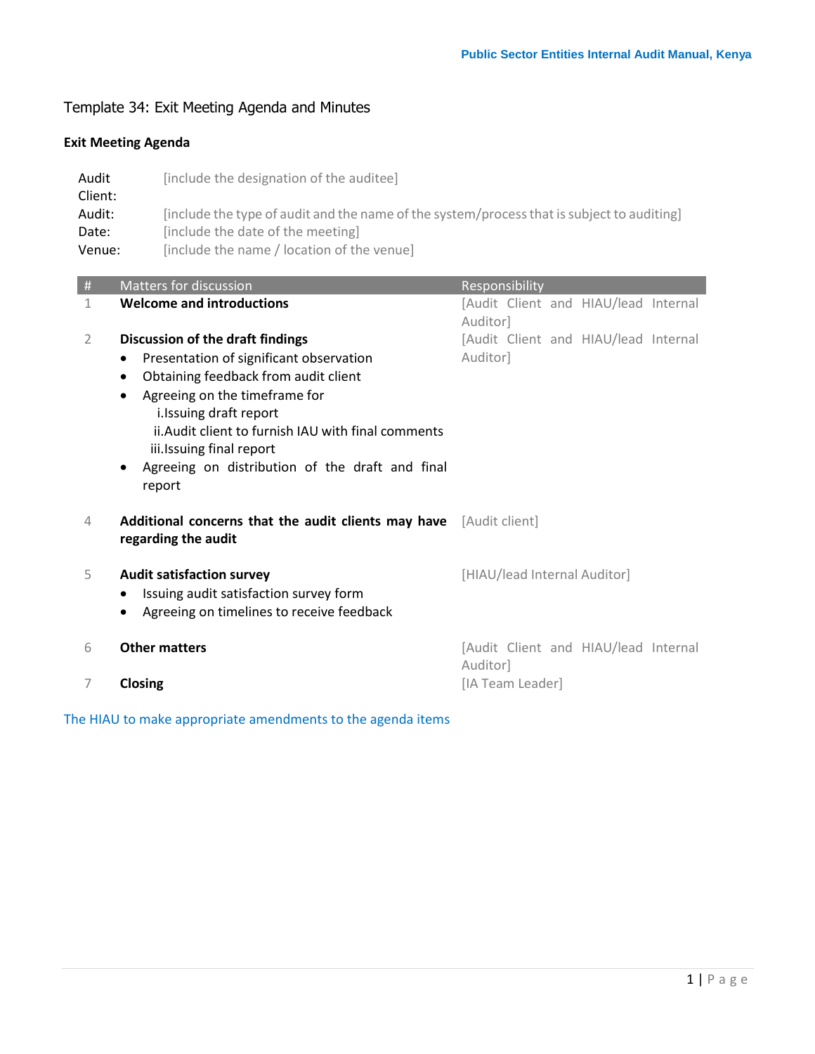## Template 34: Exit Meeting Agenda and Minutes

**Exit Meeting Agenda**

Audit Client: [include the designation of the auditee]
Audit: [include the type of audit and the name of the system/process that is subject to auditing]
Date: [include the date of the meeting]
Venue: [include the name / location of the venue]

| # | Matters for discussion | Responsibility |
|---|---|---|
| 1 | **Welcome and introductions** | [Audit Client and HIAU/lead Internal Auditor] |
| 2 | **Discussion of the draft findings**<br>• Presentation of significant observation<br>• Obtaining feedback from audit client<br>• Agreeing on the timeframe for<br>i. Issuing draft report<br>ii. Audit client to furnish IAU with final comments<br>iii. Issuing final report<br>• Agreeing on distribution of the draft and final report | [Audit Client and HIAU/lead Internal Auditor] |
| 4 | **Additional concerns that the audit clients may have regarding the audit** | [Audit client] |
| 5 | **Audit satisfaction survey**<br>• Issuing audit satisfaction survey form<br>• Agreeing on timelines to receive feedback | [HIAU/lead Internal Auditor] |
| 6 | **Other matters** | [Audit Client and HIAU/lead Internal Auditor] |
| 7 | **Closing** | [IA Team Leader] |

The HIAU to make appropriate amendments to the agenda items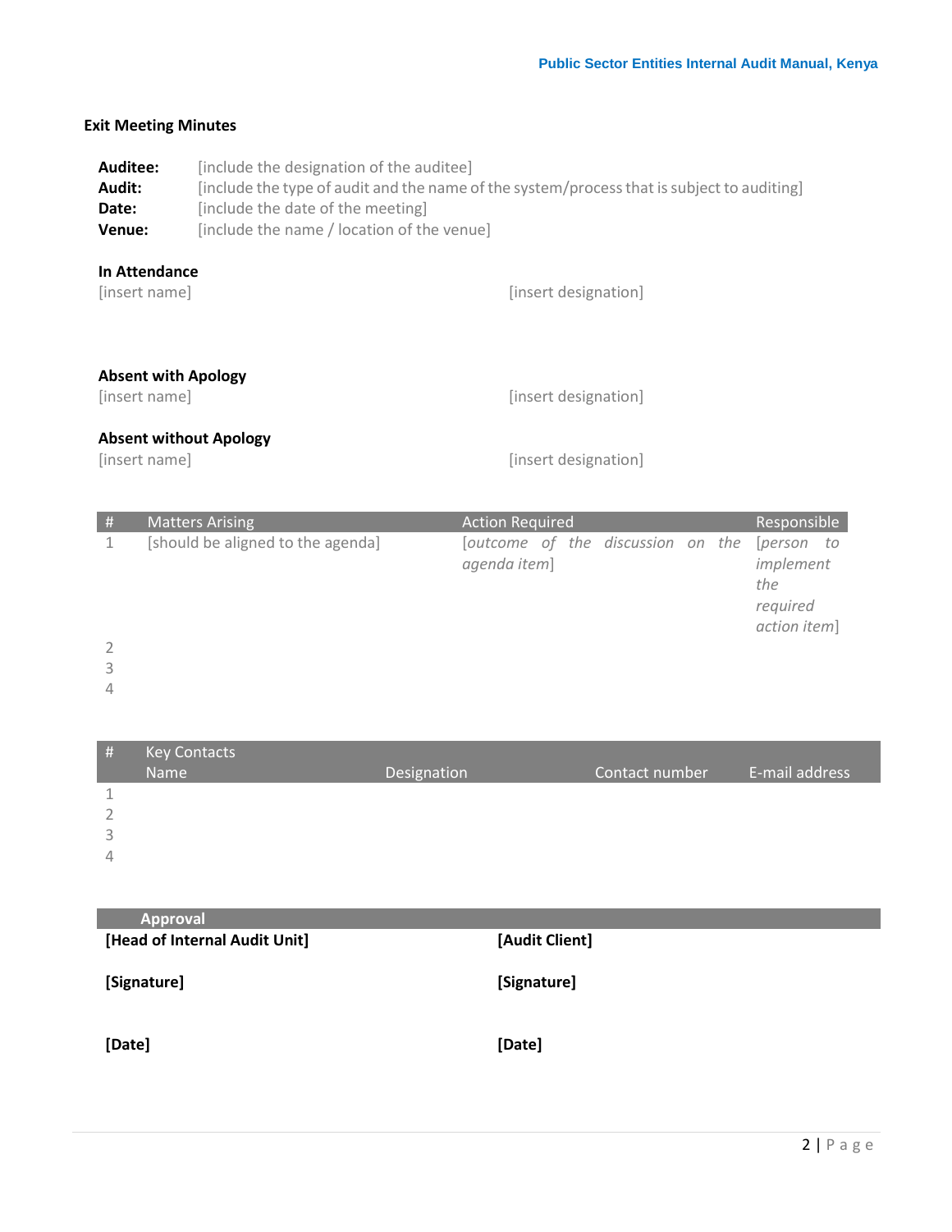**Exit Meeting Minutes**

**Auditee:** [include the designation of the auditee]
**Audit:** [include the type of audit and the name of the system/process that is subject to auditing]
**Date:** [include the date of the meeting]
**Venue:** [include the name / location of the venue]

**In Attendance**

[insert name] [insert designation]

**Absent with Apology**

[insert name] [insert designation]

**Absent without Apology**

[insert name] [insert designation]

| # | Matters Arising | Action Required | Responsible |
|---|---|---|---|
| 1 | [should be aligned to the agenda] | [*outcome of the discussion on the agenda item*] | [*person to implement the required action item*] |
| 2 | | | |
| 3 | | | |
| 4 | | | |

| # | Key Contacts | | | |
|---|---|---|---|---|
| | Name | Designation | Contact number | E-mail address |
| 1 | | | | |
| 2 | | | | |
| 3 | | | | |
| 4 | | | | |

| Approval | |
|---|---|
| **[Head of Internal Audit Unit]** | **[Audit Client]** |
| **[Signature]** | **[Signature]** |
| **[Date]** | **[Date]** |